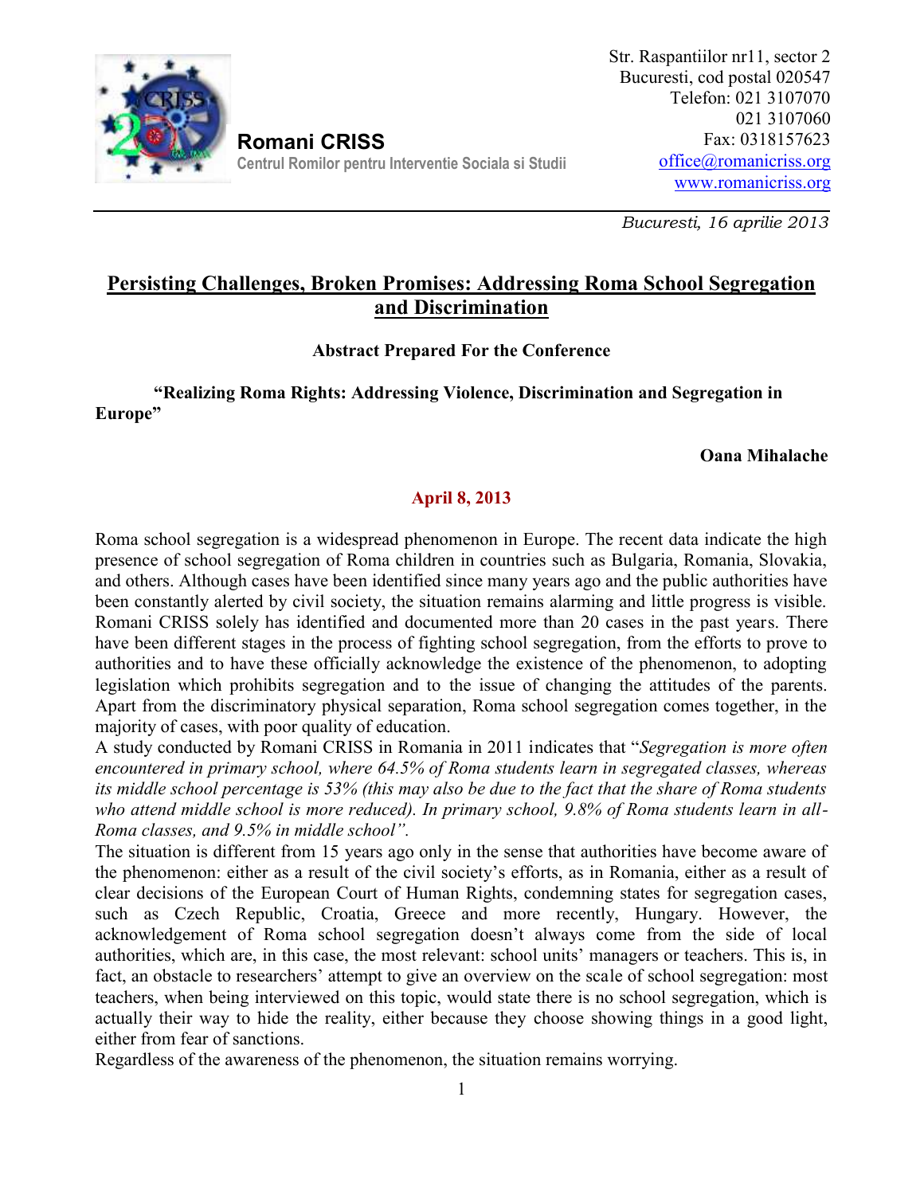**Romani CRISS**
Centrul Romilor pentru Interventie Sociala si Studii

Str. Raspantiilor nr11, sector 2
Bucuresti, cod postal 020547
Telefon: 021 3107070
021 3107060
Fax: 0318157623
office@romanicriss.org
www.romanicriss.org

*Bucuresti, 16 aprilie 2013*

# Persisting Challenges, Broken Promises: Addressing Roma School Segregation and Discrimination

**Abstract Prepared For the Conference**

**"Realizing Roma Rights: Addressing Violence, Discrimination and Segregation in Europe"**

**Oana Mihalache**

**April 8, 2013**

Roma school segregation is a widespread phenomenon in Europe. The recent data indicate the high presence of school segregation of Roma children in countries such as Bulgaria, Romania, Slovakia, and others. Although cases have been identified since many years ago and the public authorities have been constantly alerted by civil society, the situation remains alarming and little progress is visible. Romani CRISS solely has identified and documented more than 20 cases in the past years. There have been different stages in the process of fighting school segregation, from the efforts to prove to authorities and to have these officially acknowledge the existence of the phenomenon, to adopting legislation which prohibits segregation and to the issue of changing the attitudes of the parents. Apart from the discriminatory physical separation, Roma school segregation comes together, in the majority of cases, with poor quality of education.

A study conducted by Romani CRISS in Romania in 2011 indicates that "*Segregation is more often encountered in primary school, where 64.5% of Roma students learn in segregated classes, whereas its middle school percentage is 53% (this may also be due to the fact that the share of Roma students who attend middle school is more reduced). In primary school, 9.8% of Roma students learn in all-Roma classes, and 9.5% in middle school*".

The situation is different from 15 years ago only in the sense that authorities have become aware of the phenomenon: either as a result of the civil society's efforts, as in Romania, either as a result of clear decisions of the European Court of Human Rights, condemning states for segregation cases, such as Czech Republic, Croatia, Greece and more recently, Hungary. However, the acknowledgement of Roma school segregation doesn't always come from the side of local authorities, which are, in this case, the most relevant: school units' managers or teachers. This is, in fact, an obstacle to researchers' attempt to give an overview on the scale of school segregation: most teachers, when being interviewed on this topic, would state there is no school segregation, which is actually their way to hide the reality, either because they choose showing things in a good light, either from fear of sanctions.

Regardless of the awareness of the phenomenon, the situation remains worrying.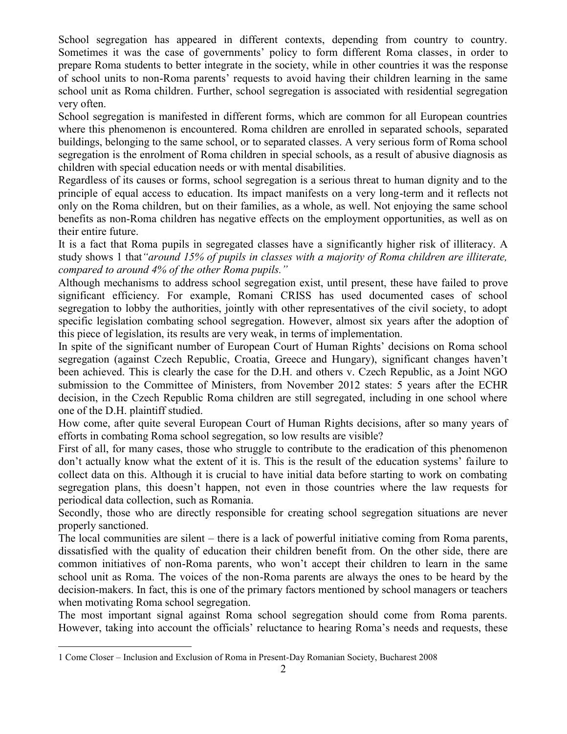School segregation has appeared in different contexts, depending from country to country. Sometimes it was the case of governments' policy to form different Roma classes, in order to prepare Roma students to better integrate in the society, while in other countries it was the response of school units to non-Roma parents' requests to avoid having their children learning in the same school unit as Roma children. Further, school segregation is associated with residential segregation very often.

School segregation is manifested in different forms, which are common for all European countries where this phenomenon is encountered. Roma children are enrolled in separated schools, separated buildings, belonging to the same school, or to separated classes. A very serious form of Roma school segregation is the enrolment of Roma children in special schools, as a result of abusive diagnosis as children with special education needs or with mental disabilities.

Regardless of its causes or forms, school segregation is a serious threat to human dignity and to the principle of equal access to education. Its impact manifests on a very long-term and it reflects not only on the Roma children, but on their families, as a whole, as well. Not enjoying the same school benefits as non-Roma children has negative effects on the employment opportunities, as well as on their entire future.

It is a fact that Roma pupils in segregated classes have a significantly higher risk of illiteracy. A study shows [1] that *"around 15% of pupils in classes with a majority of Roma children are illiterate, compared to around 4% of the other Roma pupils."*

Although mechanisms to address school segregation exist, until present, these have failed to prove significant efficiency. For example, Romani CRISS has used documented cases of school segregation to lobby the authorities, jointly with other representatives of the civil society, to adopt specific legislation combating school segregation. However, almost six years after the adoption of this piece of legislation, its results are very weak, in terms of implementation.

In spite of the significant number of European Court of Human Rights' decisions on Roma school segregation (against Czech Republic, Croatia, Greece and Hungary), significant changes haven't been achieved. This is clearly the case for the D.H. and others v. Czech Republic, as a Joint NGO submission to the Committee of Ministers, from November 2012 states: 5 years after the ECHR decision, in the Czech Republic Roma children are still segregated, including in one school where one of the D.H. plaintiff studied.

How come, after quite several European Court of Human Rights decisions, after so many years of efforts in combating Roma school segregation, so low results are visible?

First of all, for many cases, those who struggle to contribute to the eradication of this phenomenon don't actually know what the extent of it is. This is the result of the education systems' failure to collect data on this. Although it is crucial to have initial data before starting to work on combating segregation plans, this doesn't happen, not even in those countries where the law requests for periodical data collection, such as Romania.

Secondly, those who are directly responsible for creating school segregation situations are never properly sanctioned.

The local communities are silent – there is a lack of powerful initiative coming from Roma parents, dissatisfied with the quality of education their children benefit from. On the other side, there are common initiatives of non-Roma parents, who won't accept their children to learn in the same school unit as Roma. The voices of the non-Roma parents are always the ones to be heard by the decision-makers. In fact, this is one of the primary factors mentioned by school managers or teachers when motivating Roma school segregation.

The most important signal against Roma school segregation should come from Roma parents. However, taking into account the officials' reluctance to hearing Roma's needs and requests, these

[1] Come Closer – Inclusion and Exclusion of Roma in Present-Day Romanian Society, Bucharest 2008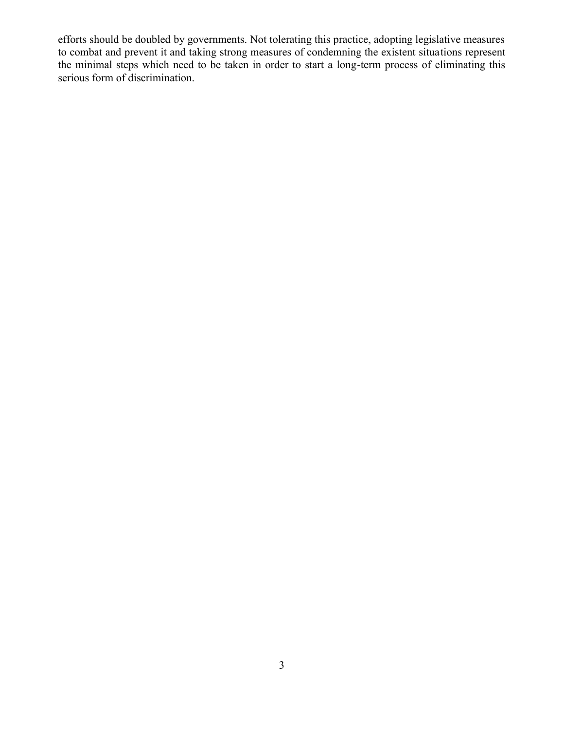efforts should be doubled by governments. Not tolerating this practice, adopting legislative measures to combat and prevent it and taking strong measures of condemning the existent situations represent the minimal steps which need to be taken in order to start a long-term process of eliminating this serious form of discrimination.